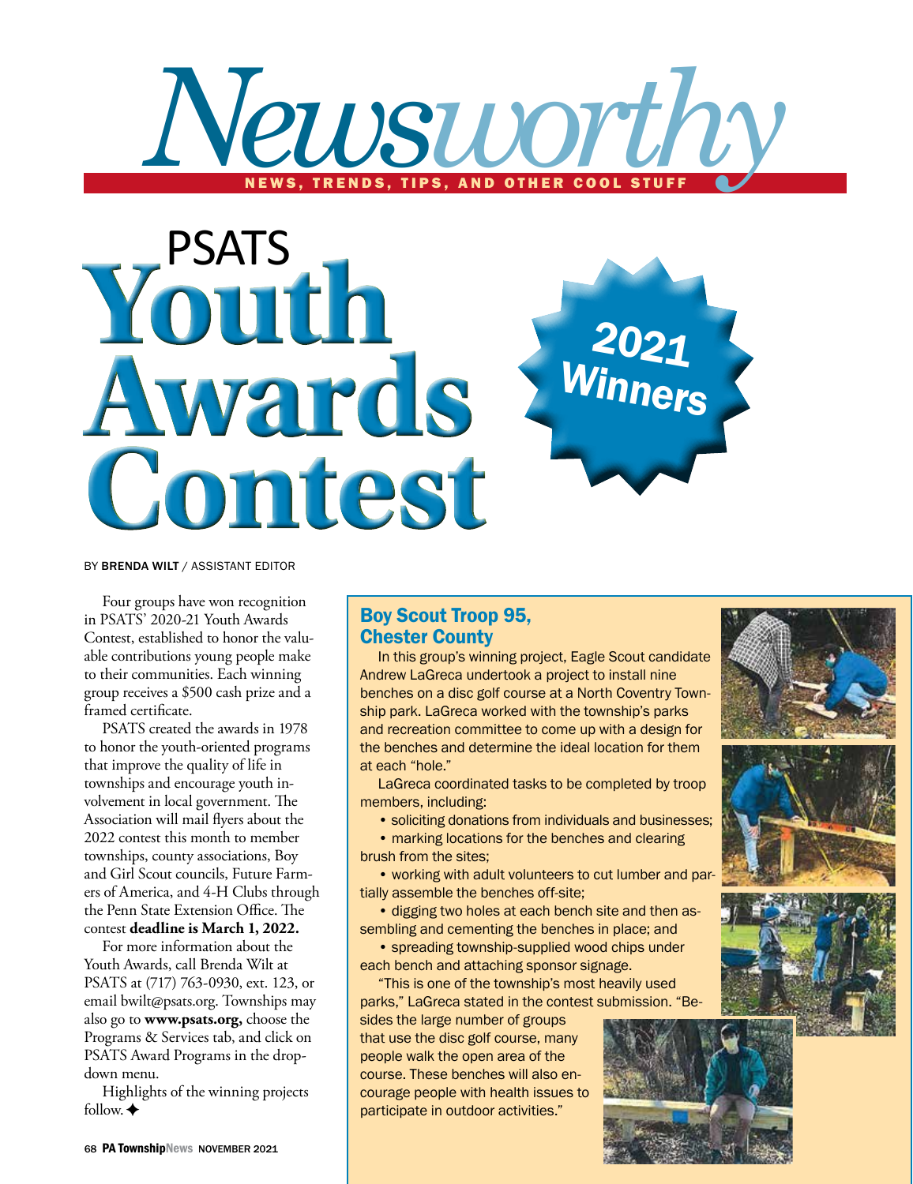# Newsworthy

NEWS, TRENDS, TIPS, AND OTHER COOL STUFF

# PSATS Youth Awards Contest

**2021 Winners**

BY BRENDA WILT / ASSISTANT EDITOR

Four groups have won recognition in PSATS' 2020-21 Youth Awards Contest, established to honor the valuable contributions young people make to their communities. Each winning group receives a $500 cash prize and a framed certificate.

PSATS created the awards in 1978 to honor the youth-oriented programs that improve the quality of life in townships and encourage youth involvement in local government. The Association will mail flyers about the 2022 contest this month to member townships, county associations, Boy and Girl Scout councils, Future Farmers of America, and 4-H Clubs through the Penn State Extension Office. The contest **deadline is March 1, 2022.**

For more information about the Youth Awards, call Brenda Wilt at PSATS at (717) 763-0930, ext. 123, or email bwilt@psats.org. Townships may also go to **www.psats.org,** choose the Programs & Services tab, and click on PSATS Award Programs in the drop-down menu.

Highlights of the winning projects follow. ✦

## Boy Scout Troop 95, Chester County

In this group's winning project, Eagle Scout candidate Andrew LaGreca undertook a project to install nine benches on a disc golf course at a North Coventry Township park. LaGreca worked with the township's parks and recreation committee to come up with a design for the benches and determine the ideal location for them at each "hole."

LaGreca coordinated tasks to be completed by troop members, including:

- soliciting donations from individuals and businesses;
- marking locations for the benches and clearing brush from the sites;
- working with adult volunteers to cut lumber and partially assemble the benches off-site;
- digging two holes at each bench site and then assembling and cementing the benches in place; and
- spreading township-supplied wood chips under each bench and attaching sponsor signage.

"This is one of the township's most heavily used parks," LaGreca stated in the contest submission. "Besides the large number of groups that use the disc golf course, many people walk the open area of the course. These benches will also encourage people with health issues to participate in outdoor activities."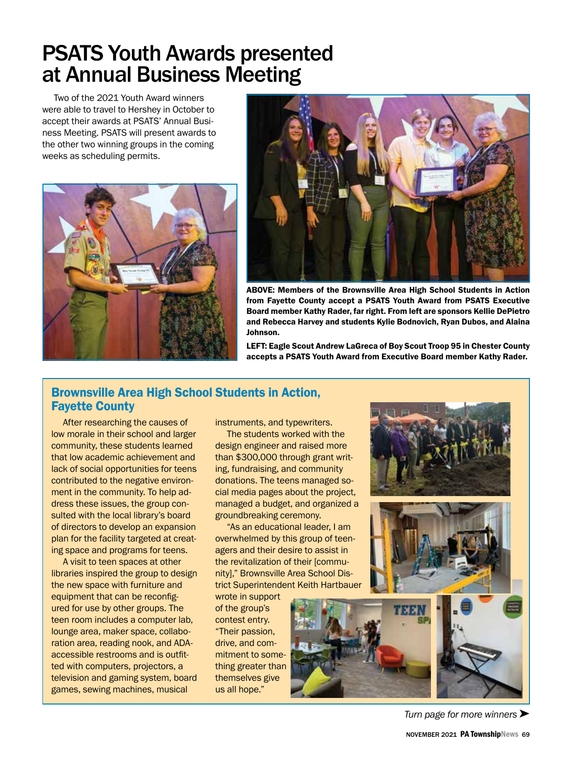# PSATS Youth Awards presented at Annual Business Meeting

Two of the 2021 Youth Award winners were able to travel to Hershey in October to accept their awards at PSATS' Annual Business Meeting. PSATS will present awards to the other two winning groups in the coming weeks as scheduling permits.

**ABOVE: Members of the Brownsville Area High School Students in Action from Fayette County accept a PSATS Youth Award from PSATS Executive Board member Kathy Rader, far right. From left are sponsors Kellie DePietro and Rebecca Harvey and students Kylie Bodnovich, Ryan Dubos, and Alaina Johnson.**

**LEFT: Eagle Scout Andrew LaGreca of Boy Scout Troop 95 in Chester County accepts a PSATS Youth Award from Executive Board member Kathy Rader.**

## Brownsville Area High School Students in Action, Fayette County

After researching the causes of low morale in their school and larger community, these students learned that low academic achievement and lack of social opportunities for teens contributed to the negative environment in the community. To help address these issues, the group consulted with the local library's board of directors to develop an expansion plan for the facility targeted at creating space and programs for teens.

A visit to teen spaces at other libraries inspired the group to design the new space with furniture and equipment that can be reconfigured for use by other groups. The teen room includes a computer lab, lounge area, maker space, collaboration area, reading nook, and ADA-accessible restrooms and is outfitted with computers, projectors, a television and gaming system, board games, sewing machines, musical instruments, and typewriters.

The students worked with the design engineer and raised more than $300,000 through grant writing, fundraising, and community donations. The teens managed social media pages about the project, managed a budget, and organized a groundbreaking ceremony.

"As an educational leader, I am overwhelmed by this group of teenagers and their desire to assist in the revitalization of their [community]," Brownsville Area School District Superintendent Keith Hartbauer wrote in support of the group's contest entry. "Their passion, drive, and commitment to something greater than themselves give us all hope."

*Turn page for more winners ➤*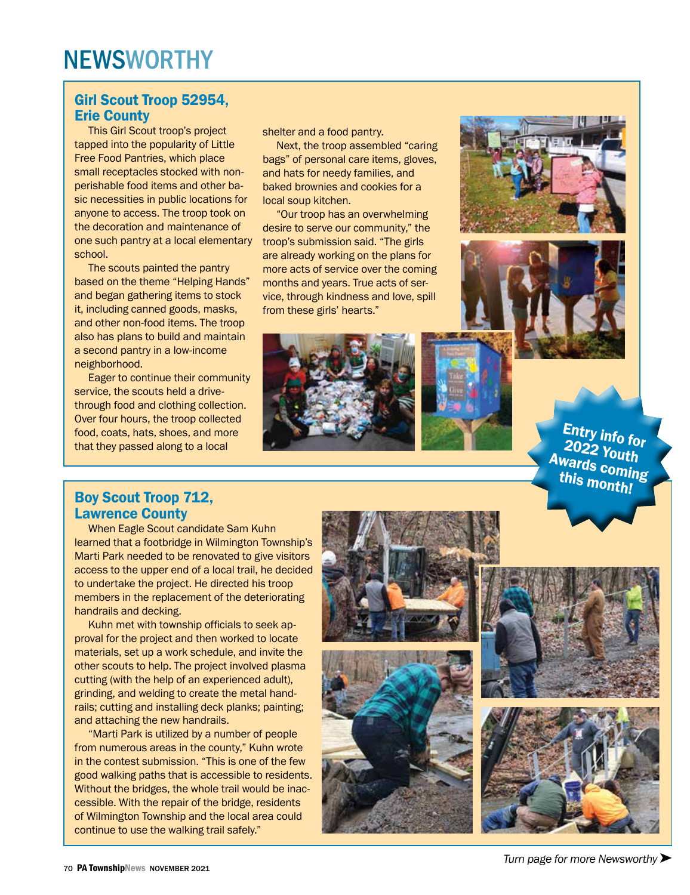# NEWSWORTHY

## Girl Scout Troop 52954, Erie County

This Girl Scout troop's project tapped into the popularity of Little Free Food Pantries, which place small receptacles stocked with non-perishable food items and other basic necessities in public locations for anyone to access. The troop took on the decoration and maintenance of one such pantry at a local elementary school.

The scouts painted the pantry based on the theme "Helping Hands" and began gathering items to stock it, including canned goods, masks, and other non-food items. The troop also has plans to build and maintain a second pantry in a low-income neighborhood.

Eager to continue their community service, the scouts held a drive-through food and clothing collection. Over four hours, the troop collected food, coats, hats, shoes, and more that they passed along to a local shelter and a food pantry.

Next, the troop assembled "caring bags" of personal care items, gloves, and hats for needy families, and baked brownies and cookies for a local soup kitchen.

"Our troop has an overwhelming desire to serve our community," the troop's submission said. "The girls are already working on the plans for more acts of service over the coming months and years. True acts of service, through kindness and love, spill from these girls' hearts."

**Entry info for 2022 Youth Awards coming this month!**

## Boy Scout Troop 712, Lawrence County

When Eagle Scout candidate Sam Kuhn learned that a footbridge in Wilmington Township's Marti Park needed to be renovated to give visitors access to the upper end of a local trail, he decided to undertake the project. He directed his troop members in the replacement of the deteriorating handrails and decking.

Kuhn met with township officials to seek approval for the project and then worked to locate materials, set up a work schedule, and invite the other scouts to help. The project involved plasma cutting (with the help of an experienced adult), grinding, and welding to create the metal handrails; cutting and installing deck planks; painting; and attaching the new handrails.

"Marti Park is utilized by a number of people from numerous areas in the county," Kuhn wrote in the contest submission. "This is one of the few good walking paths that is accessible to residents. Without the bridges, the whole trail would be inaccessible. With the repair of the bridge, residents of Wilmington Township and the local area could continue to use the walking trail safely."

*Turn page for more Newsworthy ➤*